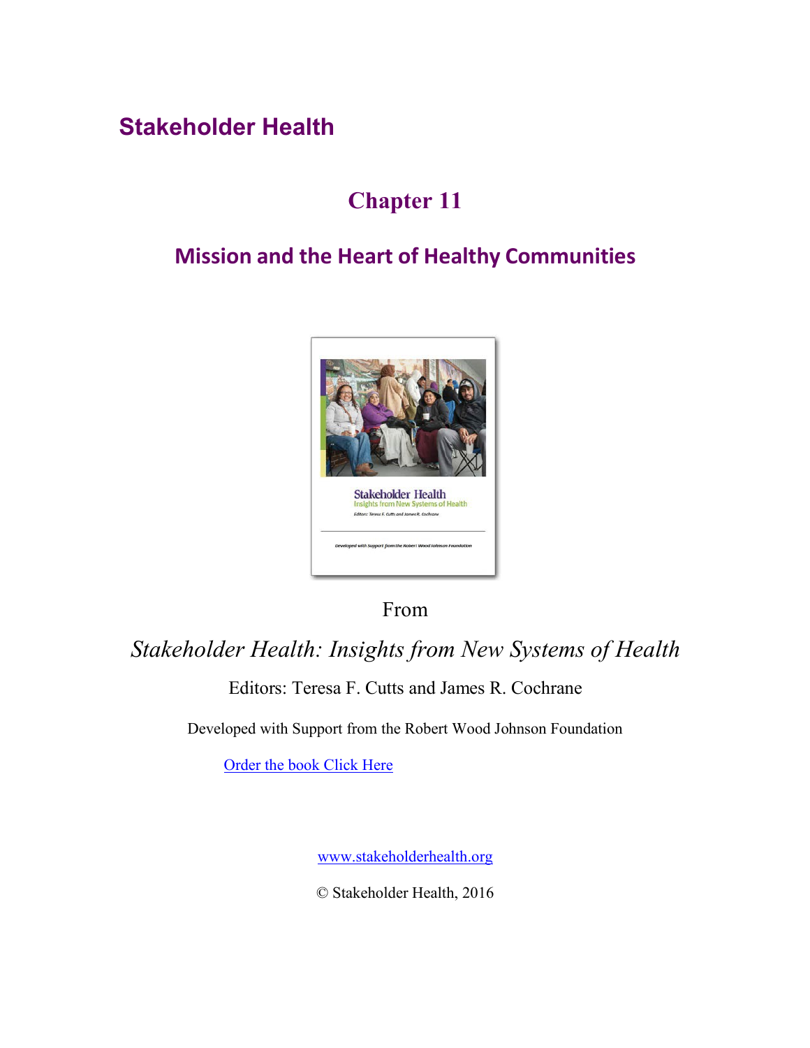# Stakeholder Health

## Chapter 11

## Mission and the Heart of Healthy Communities

From

*Stakeholder Health: Insights from New Systems of Health*

Editors: Teresa F. Cutts and James R. Cochrane

Developed with Support from the Robert Wood Johnson Foundation

Order the book Click Here

www.stakeholderhealth.org

© Stakeholder Health, 2016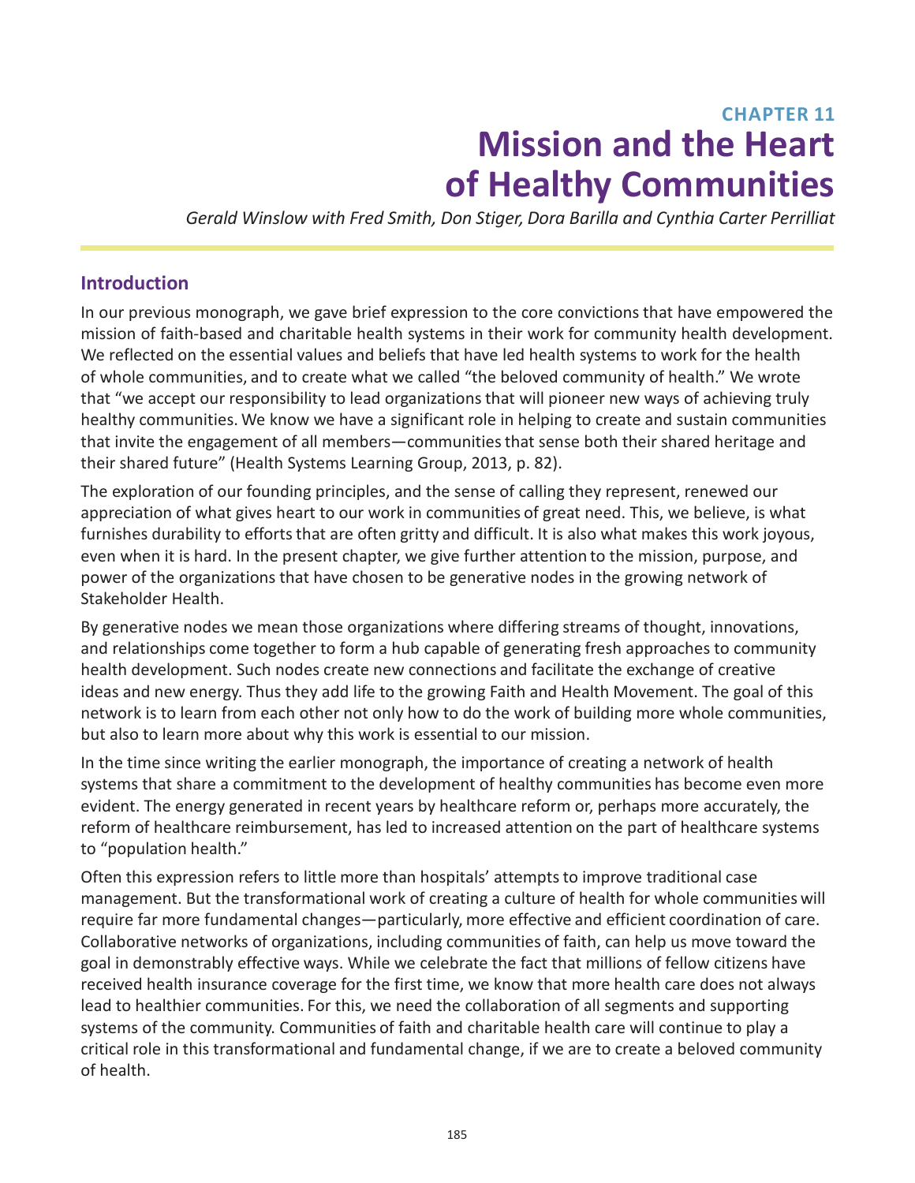## CHAPTER 11

# Mission and the Heart of Healthy Communities

*Gerald Winslow with Fred Smith, Don Stiger, Dora Barilla and Cynthia Carter Perrilliat*

## Introduction

In our previous monograph, we gave brief expression to the core convictions that have empowered the mission of faith-based and charitable health systems in their work for community health development. We reflected on the essential values and beliefs that have led health systems to work for the health of whole communities, and to create what we called "the beloved community of health." We wrote that "we accept our responsibility to lead organizations that will pioneer new ways of achieving truly healthy communities. We know we have a significant role in helping to create and sustain communities that invite the engagement of all members—communities that sense both their shared heritage and their shared future" (Health Systems Learning Group, 2013, p. 82).

The exploration of our founding principles, and the sense of calling they represent, renewed our appreciation of what gives heart to our work in communities of great need. This, we believe, is what furnishes durability to efforts that are often gritty and difficult. It is also what makes this work joyous, even when it is hard. In the present chapter, we give further attention to the mission, purpose, and power of the organizations that have chosen to be generative nodes in the growing network of Stakeholder Health.

By generative nodes we mean those organizations where differing streams of thought, innovations, and relationships come together to form a hub capable of generating fresh approaches to community health development. Such nodes create new connections and facilitate the exchange of creative ideas and new energy. Thus they add life to the growing Faith and Health Movement. The goal of this network is to learn from each other not only how to do the work of building more whole communities, but also to learn more about why this work is essential to our mission.

In the time since writing the earlier monograph, the importance of creating a network of health systems that share a commitment to the development of healthy communities has become even more evident. The energy generated in recent years by healthcare reform or, perhaps more accurately, the reform of healthcare reimbursement, has led to increased attention on the part of healthcare systems to "population health."

Often this expression refers to little more than hospitals' attempts to improve traditional case management. But the transformational work of creating a culture of health for whole communities will require far more fundamental changes—particularly, more effective and efficient coordination of care. Collaborative networks of organizations, including communities of faith, can help us move toward the goal in demonstrably effective ways. While we celebrate the fact that millions of fellow citizens have received health insurance coverage for the first time, we know that more health care does not always lead to healthier communities. For this, we need the collaboration of all segments and supporting systems of the community. Communities of faith and charitable health care will continue to play a critical role in this transformational and fundamental change, if we are to create a beloved community of health.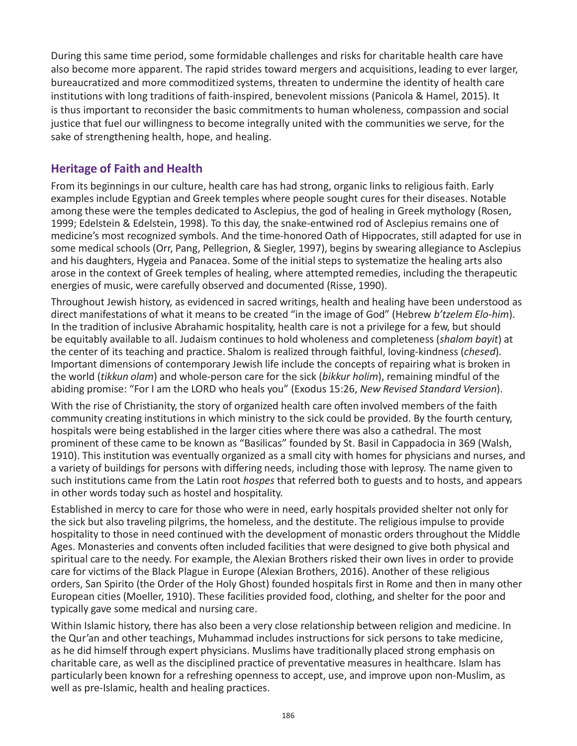During this same time period, some formidable challenges and risks for charitable health care have also become more apparent. The rapid strides toward mergers and acquisitions, leading to ever larger, bureaucratized and more commoditized systems, threaten to undermine the identity of health care institutions with long traditions of faith-inspired, benevolent missions (Panicola & Hamel, 2015). It is thus important to reconsider the basic commitments to human wholeness, compassion and social justice that fuel our willingness to become integrally united with the communities we serve, for the sake of strengthening health, hope, and healing.

## Heritage of Faith and Health

From its beginnings in our culture, health care has had strong, organic links to religious faith. Early examples include Egyptian and Greek temples where people sought cures for their diseases. Notable among these were the temples dedicated to Asclepius, the god of healing in Greek mythology (Rosen, 1999; Edelstein & Edelstein, 1998). To this day, the snake-entwined rod of Asclepius remains one of medicine's most recognized symbols. And the time-honored Oath of Hippocrates, still adapted for use in some medical schools (Orr, Pang, Pellegrion, & Siegler, 1997), begins by swearing allegiance to Asclepius and his daughters, Hygeia and Panacea. Some of the initial steps to systematize the healing arts also arose in the context of Greek temples of healing, where attempted remedies, including the therapeutic energies of music, were carefully observed and documented (Risse, 1990).

Throughout Jewish history, as evidenced in sacred writings, health and healing have been understood as direct manifestations of what it means to be created "in the image of God" (Hebrew *b'tzelem Elo-him*). In the tradition of inclusive Abrahamic hospitality, health care is not a privilege for a few, but should be equitably available to all. Judaism continues to hold wholeness and completeness (*shalom bayit*) at the center of its teaching and practice. Shalom is realized through faithful, loving-kindness (*chesed*). Important dimensions of contemporary Jewish life include the concepts of repairing what is broken in the world (*tikkun olam*) and whole-person care for the sick (*bikkur holim*), remaining mindful of the abiding promise: "For I am the LORD who heals you" (Exodus 15:26, *New Revised Standard Version*).

With the rise of Christianity, the story of organized health care often involved members of the faith community creating institutions in which ministry to the sick could be provided. By the fourth century, hospitals were being established in the larger cities where there was also a cathedral. The most prominent of these came to be known as "Basilicas" founded by St. Basil in Cappadocia in 369 (Walsh, 1910). This institution was eventually organized as a small city with homes for physicians and nurses, and a variety of buildings for persons with differing needs, including those with leprosy. The name given to such institutions came from the Latin root *hospes* that referred both to guests and to hosts, and appears in other words today such as hostel and hospitality.

Established in mercy to care for those who were in need, early hospitals provided shelter not only for the sick but also traveling pilgrims, the homeless, and the destitute. The religious impulse to provide hospitality to those in need continued with the development of monastic orders throughout the Middle Ages. Monasteries and convents often included facilities that were designed to give both physical and spiritual care to the needy. For example, the Alexian Brothers risked their own lives in order to provide care for victims of the Black Plague in Europe (Alexian Brothers, 2016). Another of these religious orders, San Spirito (the Order of the Holy Ghost) founded hospitals first in Rome and then in many other European cities (Moeller, 1910). These facilities provided food, clothing, and shelter for the poor and typically gave some medical and nursing care.

Within Islamic history, there has also been a very close relationship between religion and medicine. In the Qur'an and other teachings, Muhammad includes instructions for sick persons to take medicine, as he did himself through expert physicians. Muslims have traditionally placed strong emphasis on charitable care, as well as the disciplined practice of preventative measures in healthcare. Islam has particularly been known for a refreshing openness to accept, use, and improve upon non-Muslim, as well as pre-Islamic, health and healing practices.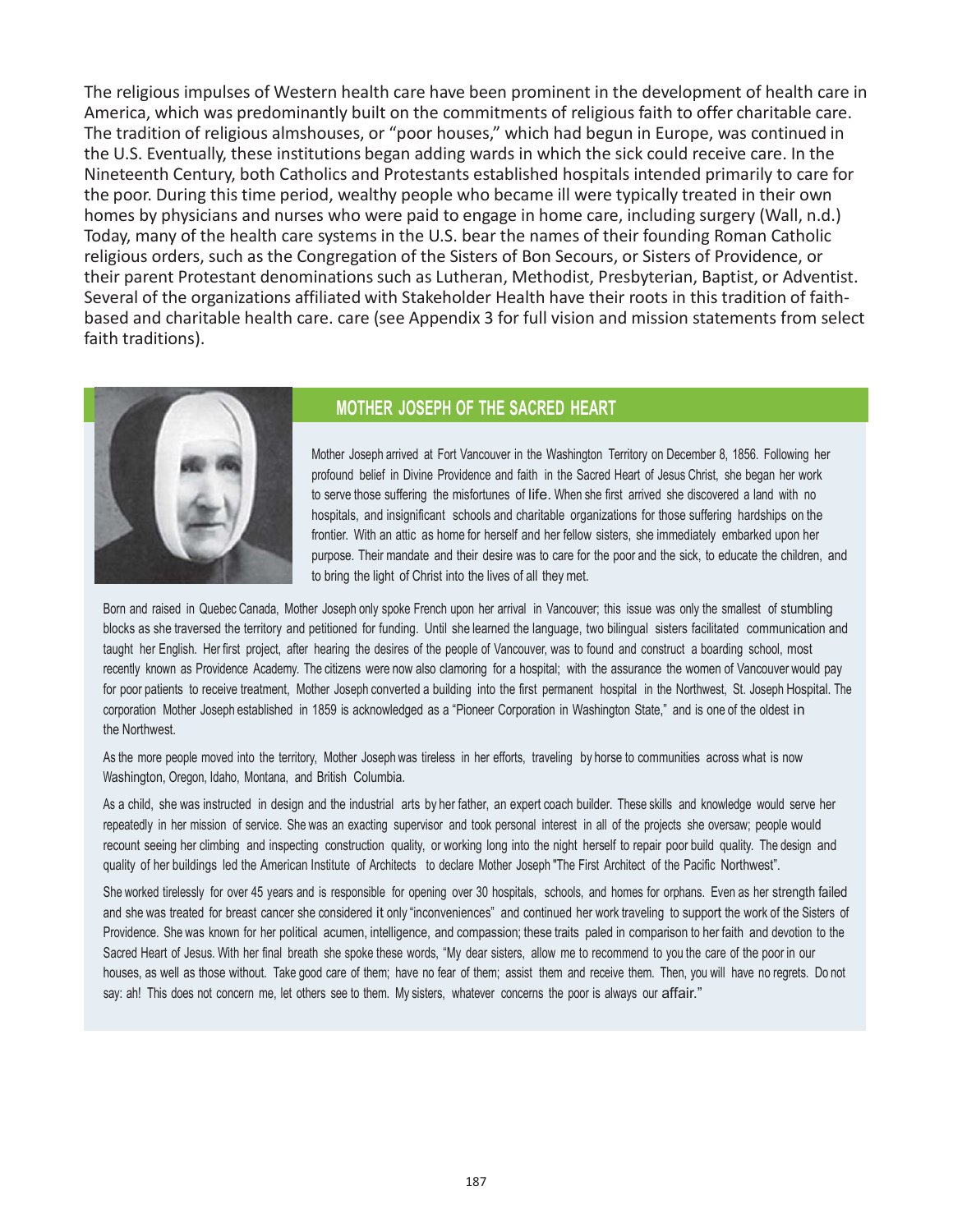The religious impulses of Western health care have been prominent in the development of health care in America, which was predominantly built on the commitments of religious faith to offer charitable care. The tradition of religious almshouses, or "poor houses," which had begun in Europe, was continued in the U.S. Eventually, these institutions began adding wards in which the sick could receive care. In the Nineteenth Century, both Catholics and Protestants established hospitals intended primarily to care for the poor. During this time period, wealthy people who became ill were typically treated in their own homes by physicians and nurses who were paid to engage in home care, including surgery (Wall, n.d.) Today, many of the health care systems in the U.S. bear the names of their founding Roman Catholic religious orders, such as the Congregation of the Sisters of Bon Secours, or Sisters of Providence, or their parent Protestant denominations such as Lutheran, Methodist, Presbyterian, Baptist, or Adventist. Several of the organizations affiliated with Stakeholder Health have their roots in this tradition of faith-based and charitable health care. care (see Appendix 3 for full vision and mission statements from select faith traditions).

## MOTHER JOSEPH OF THE SACRED HEART

Mother Joseph arrived at Fort Vancouver in the Washington Territory on December 8, 1856. Following her profound belief in Divine Providence and faith in the Sacred Heart of Jesus Christ, she began her work to serve those suffering the misfortunes of life. When she first arrived she discovered a land with no hospitals, and insignificant schools and charitable organizations for those suffering hardships on the frontier. With an attic as home for herself and her fellow sisters, she immediately embarked upon her purpose. Their mandate and their desire was to care for the poor and the sick, to educate the children, and to bring the light of Christ into the lives of all they met.

Born and raised in Quebec Canada, Mother Joseph only spoke French upon her arrival in Vancouver; this issue was only the smallest of stumbling blocks as she traversed the territory and petitioned for funding. Until she learned the language, two bilingual sisters facilitated communication and taught her English. Her first project, after hearing the desires of the people of Vancouver, was to found and construct a boarding school, most recently known as Providence Academy. The citizens were now also clamoring for a hospital; with the assurance the women of Vancouver would pay for poor patients to receive treatment, Mother Joseph converted a building into the first permanent hospital in the Northwest, St. Joseph Hospital. The corporation Mother Joseph established in 1859 is acknowledged as a "Pioneer Corporation in Washington State," and is one of the oldest in the Northwest.

As the more people moved into the territory, Mother Joseph was tireless in her efforts, traveling by horse to communities across what is now Washington, Oregon, Idaho, Montana, and British Columbia.

As a child, she was instructed in design and the industrial arts by her father, an expert coach builder. These skills and knowledge would serve her repeatedly in her mission of service. She was an exacting supervisor and took personal interest in all of the projects she oversaw; people would recount seeing her climbing and inspecting construction quality, or working long into the night herself to repair poor build quality. The design and quality of her buildings led the American Institute of Architects to declare Mother Joseph "The First Architect of the Pacific Northwest".

She worked tirelessly for over 45 years and is responsible for opening over 30 hospitals, schools, and homes for orphans. Even as her strength failed and she was treated for breast cancer she considered it only "inconveniences" and continued her work traveling to support the work of the Sisters of Providence. She was known for her political acumen, intelligence, and compassion; these traits paled in comparison to her faith and devotion to the Sacred Heart of Jesus. With her final breath she spoke these words, "My dear sisters, allow me to recommend to you the care of the poor in our houses, as well as those without. Take good care of them; have no fear of them; assist them and receive them. Then, you will have no regrets. Do not say: ah! This does not concern me, let others see to them. My sisters, whatever concerns the poor is always our affair."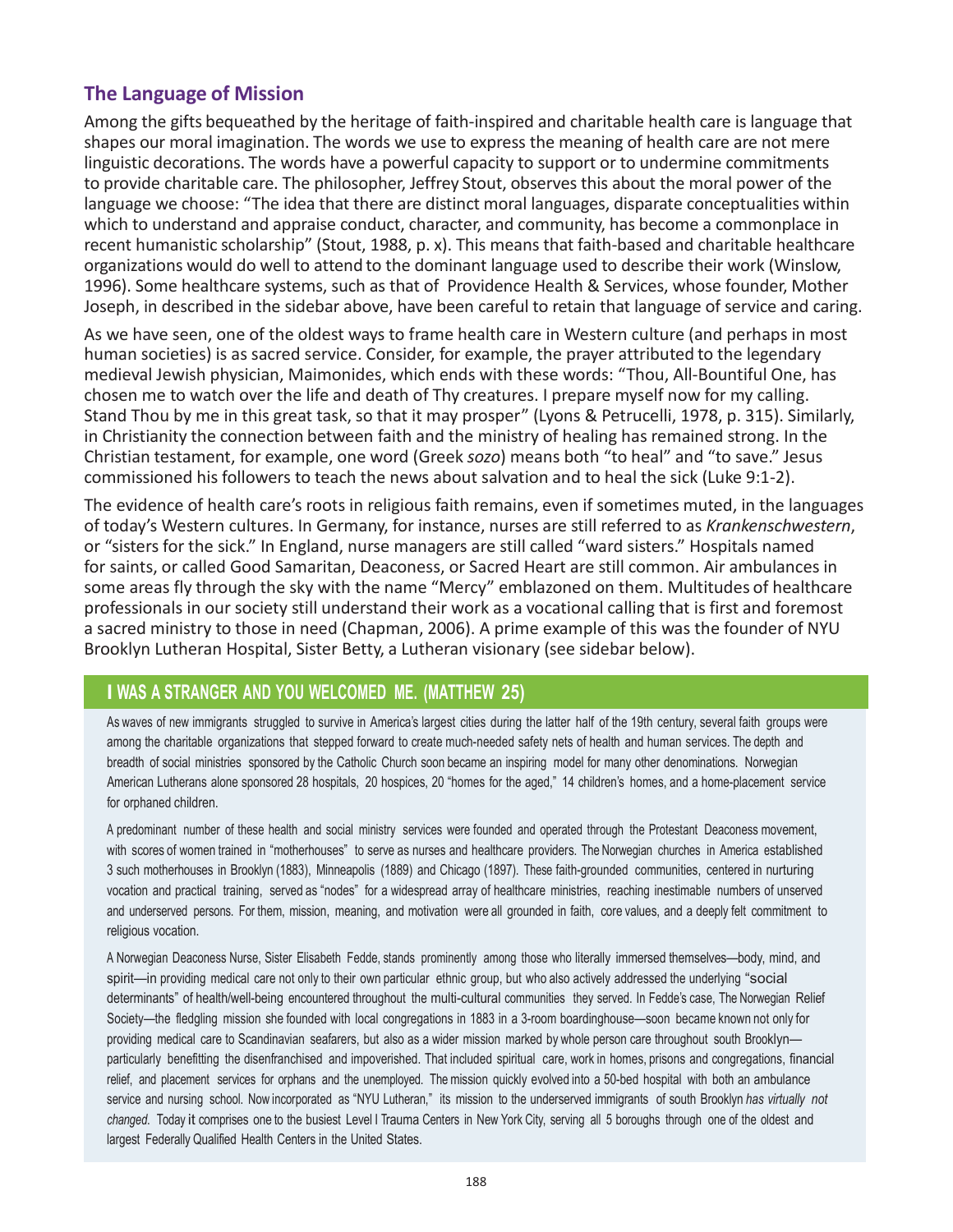## The Language of Mission

Among the gifts bequeathed by the heritage of faith-inspired and charitable health care is language that shapes our moral imagination. The words we use to express the meaning of health care are not mere linguistic decorations. The words have a powerful capacity to support or to undermine commitments to provide charitable care. The philosopher, Jeffrey Stout, observes this about the moral power of the language we choose: "The idea that there are distinct moral languages, disparate conceptualities within which to understand and appraise conduct, character, and community, has become a commonplace in recent humanistic scholarship" (Stout, 1988, p. x). This means that faith-based and charitable healthcare organizations would do well to attend to the dominant language used to describe their work (Winslow, 1996). Some healthcare systems, such as that of Providence Health & Services, whose founder, Mother Joseph, in described in the sidebar above, have been careful to retain that language of service and caring.

As we have seen, one of the oldest ways to frame health care in Western culture (and perhaps in most human societies) is as sacred service. Consider, for example, the prayer attributed to the legendary medieval Jewish physician, Maimonides, which ends with these words: "Thou, All-Bountiful One, has chosen me to watch over the life and death of Thy creatures. I prepare myself now for my calling. Stand Thou by me in this great task, so that it may prosper" (Lyons & Petrucelli, 1978, p. 315). Similarly, in Christianity the connection between faith and the ministry of healing has remained strong. In the Christian testament, for example, one word (Greek *sozo*) means both "to heal" and "to save." Jesus commissioned his followers to teach the news about salvation and to heal the sick (Luke 9:1-2).

The evidence of health care's roots in religious faith remains, even if sometimes muted, in the languages of today's Western cultures. In Germany, for instance, nurses are still referred to as *Krankenschwestern*, or "sisters for the sick." In England, nurse managers are still called "ward sisters." Hospitals named for saints, or called Good Samaritan, Deaconess, or Sacred Heart are still common. Air ambulances in some areas fly through the sky with the name "Mercy" emblazoned on them. Multitudes of healthcare professionals in our society still understand their work as a vocational calling that is first and foremost a sacred ministry to those in need (Chapman, 2006). A prime example of this was the founder of NYU Brooklyn Lutheran Hospital, Sister Betty, a Lutheran visionary (see sidebar below).

### I WAS A STRANGER AND YOU WELCOMED ME. (MATTHEW 25)

As waves of new immigrants struggled to survive in America's largest cities during the latter half of the 19th century, several faith groups were among the charitable organizations that stepped forward to create much-needed safety nets of health and human services. The depth and breadth of social ministries sponsored by the Catholic Church soon became an inspiring model for many other denominations. Norwegian American Lutherans alone sponsored 28 hospitals, 20 hospices, 20 "homes for the aged," 14 children's homes, and a home-placement service for orphaned children.

A predominant number of these health and social ministry services were founded and operated through the Protestant Deaconess movement, with scores of women trained in "motherhouses" to serve as nurses and healthcare providers. The Norwegian churches in America established 3 such motherhouses in Brooklyn (1883), Minneapolis (1889) and Chicago (1897). These faith-grounded communities, centered in nurturing vocation and practical training, served as "nodes" for a widespread array of healthcare ministries, reaching inestimable numbers of unserved and underserved persons. For them, mission, meaning, and motivation were all grounded in faith, core values, and a deeply felt commitment to religious vocation.

A Norwegian Deaconess Nurse, Sister Elisabeth Fedde, stands prominently among those who literally immersed themselves—body, mind, and spirit—in providing medical care not only to their own particular ethnic group, but who also actively addressed the underlying "social determinants" of health/well-being encountered throughout the multi-cultural communities they served. In Fedde's case, The Norwegian Relief Society—the fledgling mission she founded with local congregations in 1883 in a 3-room boardinghouse—soon became known not only for providing medical care to Scandinavian seafarers, but also as a wider mission marked by whole person care throughout south Brooklyn—particularly benefitting the disenfranchised and impoverished. That included spiritual care, work in homes, prisons and congregations, financial relief, and placement services for orphans and the unemployed. The mission quickly evolved into a 50-bed hospital with both an ambulance service and nursing school. Now incorporated as "NYU Lutheran," its mission to the underserved immigrants of south Brooklyn *has virtually not changed.* Today it comprises one to the busiest Level I Trauma Centers in New York City, serving all 5 boroughs through one of the oldest and largest Federally Qualified Health Centers in the United States.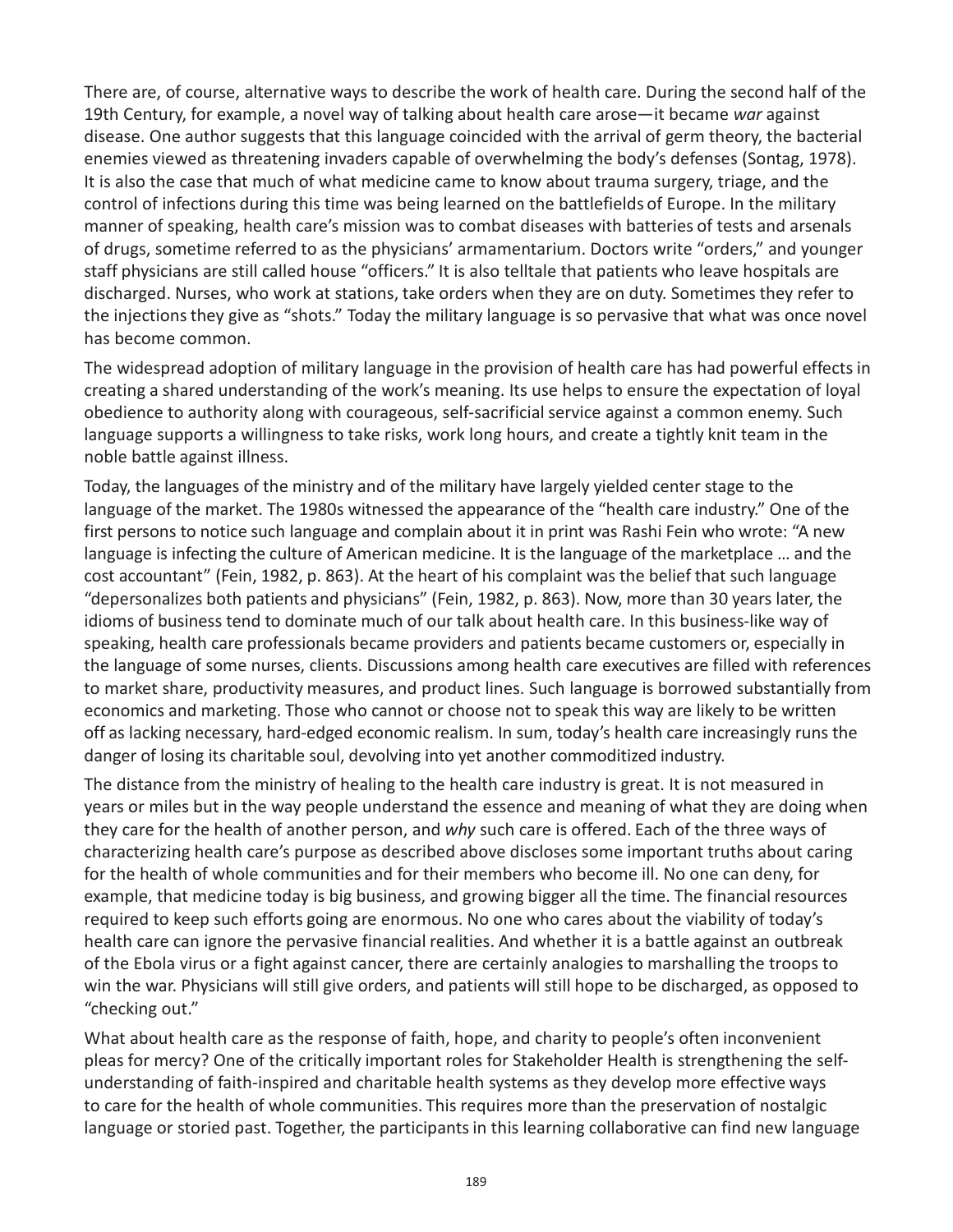There are, of course, alternative ways to describe the work of health care. During the second half of the 19th Century, for example, a novel way of talking about health care arose—it became *war* against disease. One author suggests that this language coincided with the arrival of germ theory, the bacterial enemies viewed as threatening invaders capable of overwhelming the body's defenses (Sontag, 1978). It is also the case that much of what medicine came to know about trauma surgery, triage, and the control of infections during this time was being learned on the battlefields of Europe. In the military manner of speaking, health care's mission was to combat diseases with batteries of tests and arsenals of drugs, sometime referred to as the physicians' armamentarium. Doctors write "orders," and younger staff physicians are still called house "officers." It is also telltale that patients who leave hospitals are discharged. Nurses, who work at stations, take orders when they are on duty. Sometimes they refer to the injections they give as "shots." Today the military language is so pervasive that what was once novel has become common.

The widespread adoption of military language in the provision of health care has had powerful effects in creating a shared understanding of the work's meaning. Its use helps to ensure the expectation of loyal obedience to authority along with courageous, self-sacrificial service against a common enemy. Such language supports a willingness to take risks, work long hours, and create a tightly knit team in the noble battle against illness.

Today, the languages of the ministry and of the military have largely yielded center stage to the language of the market. The 1980s witnessed the appearance of the "health care industry." One of the first persons to notice such language and complain about it in print was Rashi Fein who wrote: "A new language is infecting the culture of American medicine. It is the language of the marketplace … and the cost accountant" (Fein, 1982, p. 863). At the heart of his complaint was the belief that such language "depersonalizes both patients and physicians" (Fein, 1982, p. 863). Now, more than 30 years later, the idioms of business tend to dominate much of our talk about health care. In this business-like way of speaking, health care professionals became providers and patients became customers or, especially in the language of some nurses, clients. Discussions among health care executives are filled with references to market share, productivity measures, and product lines. Such language is borrowed substantially from economics and marketing. Those who cannot or choose not to speak this way are likely to be written off as lacking necessary, hard-edged economic realism. In sum, today's health care increasingly runs the danger of losing its charitable soul, devolving into yet another commoditized industry.

The distance from the ministry of healing to the health care industry is great. It is not measured in years or miles but in the way people understand the essence and meaning of what they are doing when they care for the health of another person, and *why* such care is offered. Each of the three ways of characterizing health care's purpose as described above discloses some important truths about caring for the health of whole communities and for their members who become ill. No one can deny, for example, that medicine today is big business, and growing bigger all the time. The financial resources required to keep such efforts going are enormous. No one who cares about the viability of today's health care can ignore the pervasive financial realities. And whether it is a battle against an outbreak of the Ebola virus or a fight against cancer, there are certainly analogies to marshalling the troops to win the war. Physicians will still give orders, and patients will still hope to be discharged, as opposed to "checking out."

What about health care as the response of faith, hope, and charity to people's often inconvenient pleas for mercy? One of the critically important roles for Stakeholder Health is strengthening the self-understanding of faith-inspired and charitable health systems as they develop more effective ways to care for the health of whole communities. This requires more than the preservation of nostalgic language or storied past. Together, the participants in this learning collaborative can find new language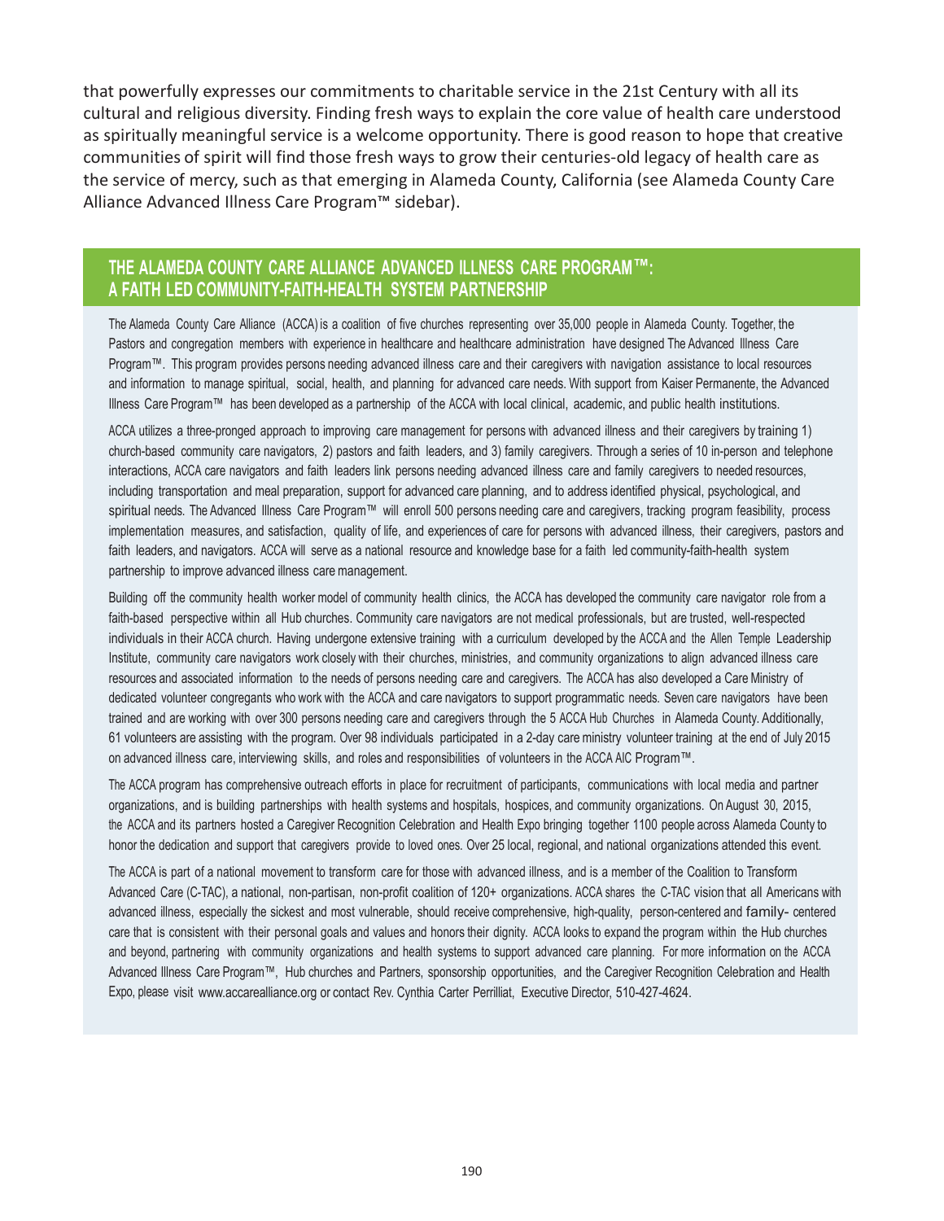that powerfully expresses our commitments to charitable service in the 21st Century with all its cultural and religious diversity. Finding fresh ways to explain the core value of health care understood as spiritually meaningful service is a welcome opportunity. There is good reason to hope that creative communities of spirit will find those fresh ways to grow their centuries-old legacy of health care as the service of mercy, such as that emerging in Alameda County, California (see Alameda County Care Alliance Advanced Illness Care Program™ sidebar).

## THE ALAMEDA COUNTY CARE ALLIANCE ADVANCED ILLNESS CARE PROGRAM™: A FAITH LED COMMUNITY-FAITH-HEALTH SYSTEM PARTNERSHIP

The Alameda County Care Alliance (ACCA) is a coalition of five churches representing over 35,000 people in Alameda County. Together, the Pastors and congregation members with experience in healthcare and healthcare administration have designed The Advanced Illness Care Program™. This program provides persons needing advanced illness care and their caregivers with navigation assistance to local resources and information to manage spiritual, social, health, and planning for advanced care needs. With support from Kaiser Permanente, the Advanced Illness Care Program™ has been developed as a partnership of the ACCA with local clinical, academic, and public health institutions.

ACCA utilizes a three-pronged approach to improving care management for persons with advanced illness and their caregivers by training 1) church-based community care navigators, 2) pastors and faith leaders, and 3) family caregivers. Through a series of 10 in-person and telephone interactions, ACCA care navigators and faith leaders link persons needing advanced illness care and family caregivers to needed resources, including transportation and meal preparation, support for advanced care planning, and to address identified physical, psychological, and spiritual needs. The Advanced Illness Care Program™ will enroll 500 persons needing care and caregivers, tracking program feasibility, process implementation measures, and satisfaction, quality of life, and experiences of care for persons with advanced illness, their caregivers, pastors and faith leaders, and navigators. ACCA will serve as a national resource and knowledge base for a faith led community-faith-health system partnership to improve advanced illness care management.

Building off the community health worker model of community health clinics, the ACCA has developed the community care navigator role from a faith-based perspective within all Hub churches. Community care navigators are not medical professionals, but are trusted, well-respected individuals in their ACCA church. Having undergone extensive training with a curriculum developed by the ACCA and the Allen Temple Leadership Institute, community care navigators work closely with their churches, ministries, and community organizations to align advanced illness care resources and associated information to the needs of persons needing care and caregivers. The ACCA has also developed a Care Ministry of dedicated volunteer congregants who work with the ACCA and care navigators to support programmatic needs. Seven care navigators have been trained and are working with over 300 persons needing care and caregivers through the 5 ACCA Hub Churches in Alameda County. Additionally, 61 volunteers are assisting with the program. Over 98 individuals participated in a 2-day care ministry volunteer training at the end of July 2015 on advanced illness care, interviewing skills, and roles and responsibilities of volunteers in the ACCA AIC Program™.

The ACCA program has comprehensive outreach efforts in place for recruitment of participants, communications with local media and partner organizations, and is building partnerships with health systems and hospitals, hospices, and community organizations. On August 30, 2015, the ACCA and its partners hosted a Caregiver Recognition Celebration and Health Expo bringing together 1100 people across Alameda County to honor the dedication and support that caregivers provide to loved ones. Over 25 local, regional, and national organizations attended this event.

The ACCA is part of a national movement to transform care for those with advanced illness, and is a member of the Coalition to Transform Advanced Care (C-TAC), a national, non-partisan, non-profit coalition of 120+ organizations. ACCA shares the C-TAC vision that all Americans with advanced illness, especially the sickest and most vulnerable, should receive comprehensive, high-quality, person-centered and family- centered care that is consistent with their personal goals and values and honors their dignity. ACCA looks to expand the program within the Hub churches and beyond, partnering with community organizations and health systems to support advanced care planning. For more information on the ACCA Advanced Illness Care Program™, Hub churches and Partners, sponsorship opportunities, and the Caregiver Recognition Celebration and Health Expo, please visit www.accarealliance.org or contact Rev. Cynthia Carter Perrilliat, Executive Director, 510-427-4624.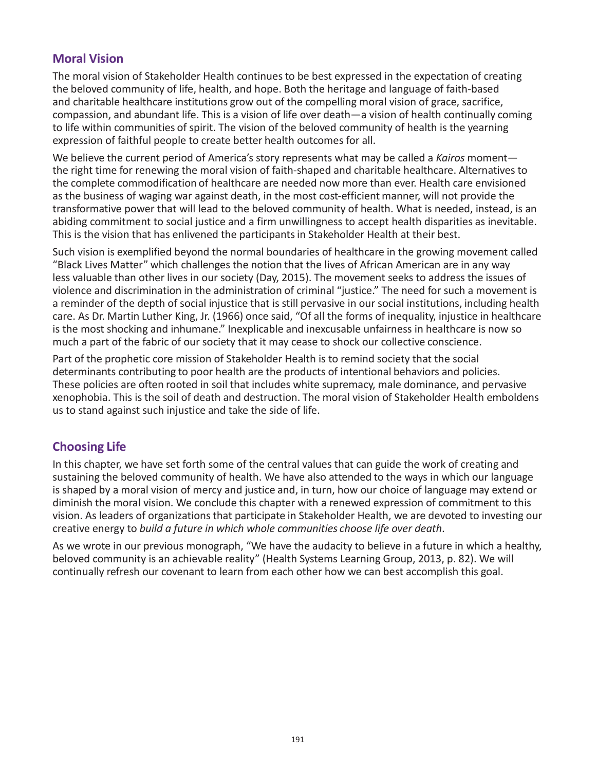## Moral Vision

The moral vision of Stakeholder Health continues to be best expressed in the expectation of creating the beloved community of life, health, and hope. Both the heritage and language of faith-based and charitable healthcare institutions grow out of the compelling moral vision of grace, sacrifice, compassion, and abundant life. This is a vision of life over death—a vision of health continually coming to life within communities of spirit. The vision of the beloved community of health is the yearning expression of faithful people to create better health outcomes for all.

We believe the current period of America's story represents what may be called a *Kairos* moment—the right time for renewing the moral vision of faith-shaped and charitable healthcare. Alternatives to the complete commodification of healthcare are needed now more than ever. Health care envisioned as the business of waging war against death, in the most cost-efficient manner, will not provide the transformative power that will lead to the beloved community of health. What is needed, instead, is an abiding commitment to social justice and a firm unwillingness to accept health disparities as inevitable. This is the vision that has enlivened the participants in Stakeholder Health at their best.

Such vision is exemplified beyond the normal boundaries of healthcare in the growing movement called "Black Lives Matter" which challenges the notion that the lives of African American are in any way less valuable than other lives in our society (Day, 2015). The movement seeks to address the issues of violence and discrimination in the administration of criminal "justice." The need for such a movement is a reminder of the depth of social injustice that is still pervasive in our social institutions, including health care. As Dr. Martin Luther King, Jr. (1966) once said, "Of all the forms of inequality, injustice in healthcare is the most shocking and inhumane." Inexplicable and inexcusable unfairness in healthcare is now so much a part of the fabric of our society that it may cease to shock our collective conscience.

Part of the prophetic core mission of Stakeholder Health is to remind society that the social determinants contributing to poor health are the products of intentional behaviors and policies. These policies are often rooted in soil that includes white supremacy, male dominance, and pervasive xenophobia. This is the soil of death and destruction. The moral vision of Stakeholder Health emboldens us to stand against such injustice and take the side of life.

## Choosing Life

In this chapter, we have set forth some of the central values that can guide the work of creating and sustaining the beloved community of health. We have also attended to the ways in which our language is shaped by a moral vision of mercy and justice and, in turn, how our choice of language may extend or diminish the moral vision. We conclude this chapter with a renewed expression of commitment to this vision. As leaders of organizations that participate in Stakeholder Health, we are devoted to investing our creative energy to *build a future in which whole communities choose life over death*.

As we wrote in our previous monograph, "We have the audacity to believe in a future in which a healthy, beloved community is an achievable reality" (Health Systems Learning Group, 2013, p. 82). We will continually refresh our covenant to learn from each other how we can best accomplish this goal.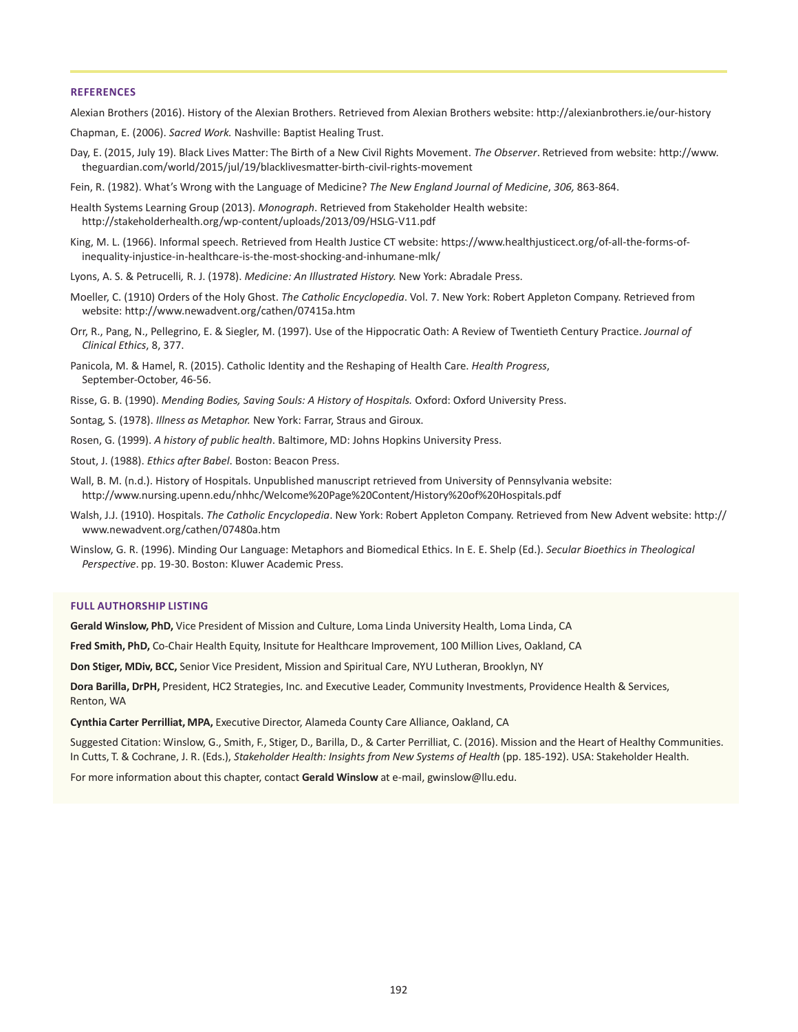## REFERENCES

Alexian Brothers (2016). History of the Alexian Brothers. Retrieved from Alexian Brothers website: http://alexianbrothers.ie/our-history

Chapman, E. (2006). *Sacred Work.* Nashville: Baptist Healing Trust.

Day, E. (2015, July 19). Black Lives Matter: The Birth of a New Civil Rights Movement. *The Observer*. Retrieved from website: http://www.theguardian.com/world/2015/jul/19/blacklivesmatter-birth-civil-rights-movement

Fein, R. (1982). What's Wrong with the Language of Medicine? *The New England Journal of Medicine*, *306,* 863-864.

Health Systems Learning Group (2013). *Monograph*. Retrieved from Stakeholder Health website: http://stakeholderhealth.org/wp-content/uploads/2013/09/HSLG-V11.pdf

King, M. L. (1966). Informal speech. Retrieved from Health Justice CT website: https://www.healthjusticect.org/of-all-the-forms-of-inequality-injustice-in-healthcare-is-the-most-shocking-and-inhumane-mlk/

Lyons, A. S. & Petrucelli, R. J. (1978). *Medicine: An Illustrated History.* New York: Abradale Press.

Moeller, C. (1910) Orders of the Holy Ghost. *The Catholic Encyclopedia*. Vol. 7. New York: Robert Appleton Company. Retrieved from website: http://www.newadvent.org/cathen/07415a.htm

Orr, R., Pang, N., Pellegrino, E. & Siegler, M. (1997). Use of the Hippocratic Oath: A Review of Twentieth Century Practice. *Journal of Clinical Ethics*, 8, 377.

Panicola, M. & Hamel, R. (2015). Catholic Identity and the Reshaping of Health Care. *Health Progress*, September-October, 46-56.

Risse, G. B. (1990). *Mending Bodies, Saving Souls: A History of Hospitals.* Oxford: Oxford University Press.

Sontag, S. (1978). *Illness as Metaphor.* New York: Farrar, Straus and Giroux.

Rosen, G. (1999). *A history of public health*. Baltimore, MD: Johns Hopkins University Press.

Stout, J. (1988). *Ethics after Babel*. Boston: Beacon Press.

Wall, B. M. (n.d.). History of Hospitals. Unpublished manuscript retrieved from University of Pennsylvania website: http://www.nursing.upenn.edu/nhhc/Welcome%20Page%20Content/History%20of%20Hospitals.pdf

Walsh, J.J. (1910). Hospitals. *The Catholic Encyclopedia*. New York: Robert Appleton Company. Retrieved from New Advent website: http://www.newadvent.org/cathen/07480a.htm

Winslow, G. R. (1996). Minding Our Language: Metaphors and Biomedical Ethics. In E. E. Shelp (Ed.). *Secular Bioethics in Theological Perspective*. pp. 19-30. Boston: Kluwer Academic Press.

## FULL AUTHORSHIP LISTING

**Gerald Winslow, PhD,** Vice President of Mission and Culture, Loma Linda University Health, Loma Linda, CA

**Fred Smith, PhD,** Co-Chair Health Equity, Insitute for Healthcare Improvement, 100 Million Lives, Oakland, CA

**Don Stiger, MDiv, BCC,** Senior Vice President, Mission and Spiritual Care, NYU Lutheran, Brooklyn, NY

**Dora Barilla, DrPH,** President, HC2 Strategies, Inc. and Executive Leader, Community Investments, Providence Health & Services, Renton, WA

**Cynthia Carter Perrilliat, MPA,** Executive Director, Alameda County Care Alliance, Oakland, CA

Suggested Citation: Winslow, G., Smith, F., Stiger, D., Barilla, D., & Carter Perrilliat, C. (2016). Mission and the Heart of Healthy Communities. In Cutts, T. & Cochrane, J. R. (Eds.), *Stakeholder Health: Insights from New Systems of Health* (pp. 185-192). USA: Stakeholder Health.

For more information about this chapter, contact **Gerald Winslow** at e-mail, gwinslow@llu.edu.